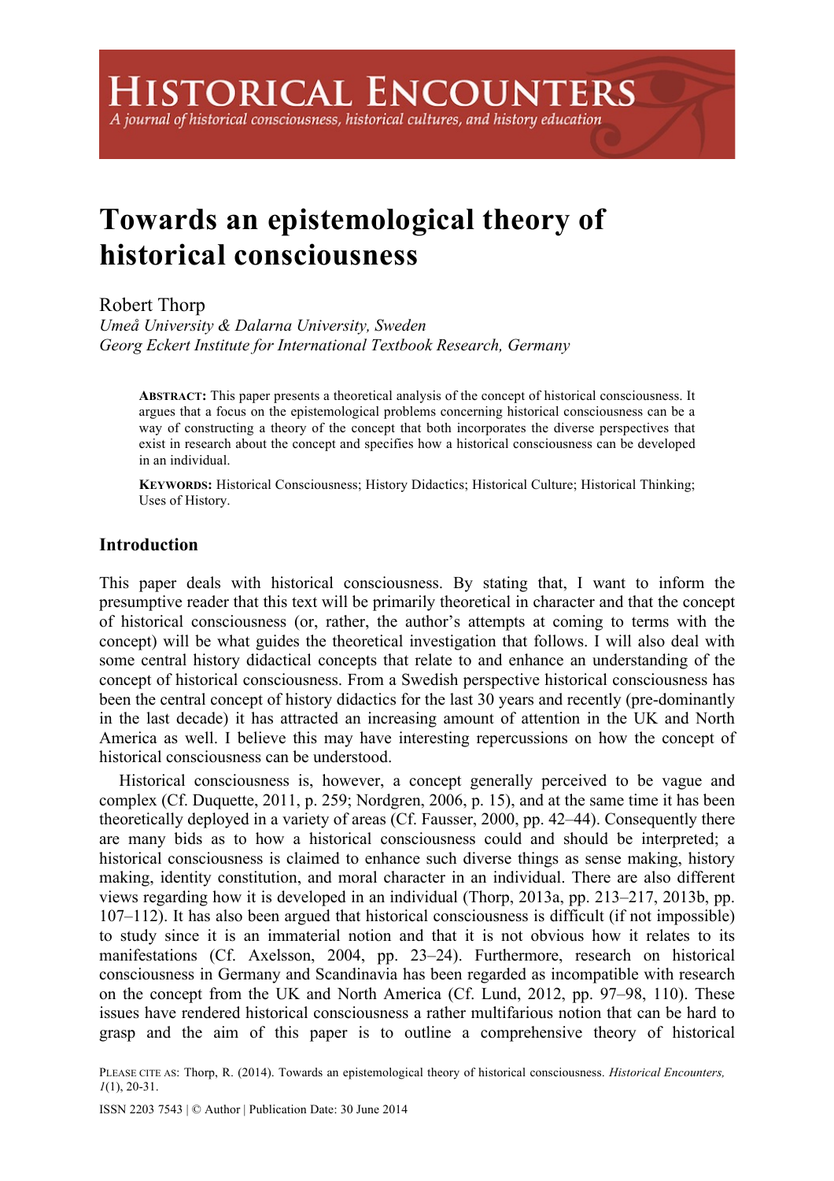# Towards an epistemological theory of historical consciousness

Robert Thorp
*Umeå University & Dalarna University, Sweden*
*Georg Eckert Institute for International Textbook Research, Germany*

> **ABSTRACT:** This paper presents a theoretical analysis of the concept of historical consciousness. It argues that a focus on the epistemological problems concerning historical consciousness can be a way of constructing a theory of the concept that both incorporates the diverse perspectives that exist in research about the concept and specifies how a historical consciousness can be developed in an individual.
>
> **KEYWORDS:** Historical Consciousness; History Didactics; Historical Culture; Historical Thinking; Uses of History.

## Introduction

This paper deals with historical consciousness. By stating that, I want to inform the presumptive reader that this text will be primarily theoretical in character and that the concept of historical consciousness (or, rather, the author's attempts at coming to terms with the concept) will be what guides the theoretical investigation that follows. I will also deal with some central history didactical concepts that relate to and enhance an understanding of the concept of historical consciousness. From a Swedish perspective historical consciousness has been the central concept of history didactics for the last 30 years and recently (pre-dominantly in the last decade) it has attracted an increasing amount of attention in the UK and North America as well. I believe this may have interesting repercussions on how the concept of historical consciousness can be understood.

Historical consciousness is, however, a concept generally perceived to be vague and complex (Cf. Duquette, 2011, p. 259; Nordgren, 2006, p. 15), and at the same time it has been theoretically deployed in a variety of areas (Cf. Fausser, 2000, pp. 42–44). Consequently there are many bids as to how a historical consciousness could and should be interpreted; a historical consciousness is claimed to enhance such diverse things as sense making, history making, identity constitution, and moral character in an individual. There are also different views regarding how it is developed in an individual (Thorp, 2013a, pp. 213–217, 2013b, pp. 107–112). It has also been argued that historical consciousness is difficult (if not impossible) to study since it is an immaterial notion and that it is not obvious how it relates to its manifestations (Cf. Axelsson, 2004, pp. 23–24). Furthermore, research on historical consciousness in Germany and Scandinavia has been regarded as incompatible with research on the concept from the UK and North America (Cf. Lund, 2012, pp. 97–98, 110). These issues have rendered historical consciousness a rather multifarious notion that can be hard to grasp and the aim of this paper is to outline a comprehensive theory of historical

PLEASE CITE AS: Thorp, R. (2014). Towards an epistemological theory of historical consciousness. *Historical Encounters, 1*(1), 20-31.

ISSN 2203 7543 | © Author | Publication Date: 30 June 2014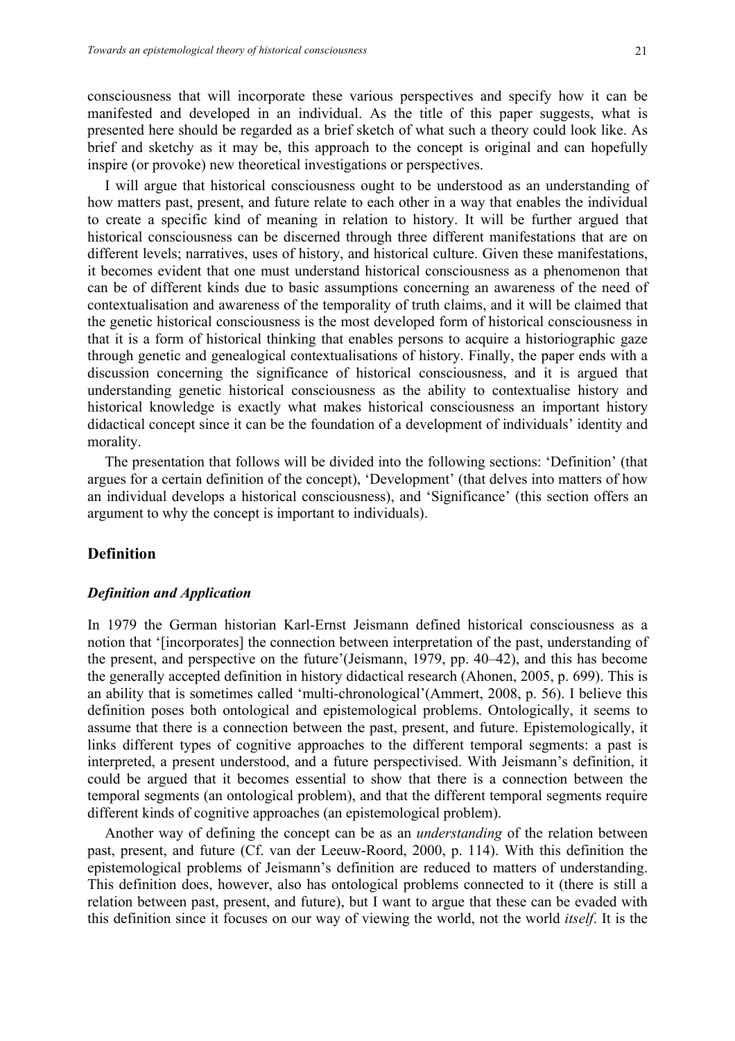consciousness that will incorporate these various perspectives and specify how it can be manifested and developed in an individual. As the title of this paper suggests, what is presented here should be regarded as a brief sketch of what such a theory could look like. As brief and sketchy as it may be, this approach to the concept is original and can hopefully inspire (or provoke) new theoretical investigations or perspectives.

I will argue that historical consciousness ought to be understood as an understanding of how matters past, present, and future relate to each other in a way that enables the individual to create a specific kind of meaning in relation to history. It will be further argued that historical consciousness can be discerned through three different manifestations that are on different levels; narratives, uses of history, and historical culture. Given these manifestations, it becomes evident that one must understand historical consciousness as a phenomenon that can be of different kinds due to basic assumptions concerning an awareness of the need of contextualisation and awareness of the temporality of truth claims, and it will be claimed that the genetic historical consciousness is the most developed form of historical consciousness in that it is a form of historical thinking that enables persons to acquire a historiographic gaze through genetic and genealogical contextualisations of history. Finally, the paper ends with a discussion concerning the significance of historical consciousness, and it is argued that understanding genetic historical consciousness as the ability to contextualise history and historical knowledge is exactly what makes historical consciousness an important history didactical concept since it can be the foundation of a development of individuals' identity and morality.

The presentation that follows will be divided into the following sections: 'Definition' (that argues for a certain definition of the concept), 'Development' (that delves into matters of how an individual develops a historical consciousness), and 'Significance' (this section offers an argument to why the concept is important to individuals).

## Definition

### *Definition and Application*

In 1979 the German historian Karl-Ernst Jeismann defined historical consciousness as a notion that '[incorporates] the connection between interpretation of the past, understanding of the present, and perspective on the future'(Jeismann, 1979, pp. 40–42), and this has become the generally accepted definition in history didactical research (Ahonen, 2005, p. 699). This is an ability that is sometimes called 'multi-chronological'(Ammert, 2008, p. 56). I believe this definition poses both ontological and epistemological problems. Ontologically, it seems to assume that there is a connection between the past, present, and future. Epistemologically, it links different types of cognitive approaches to the different temporal segments: a past is interpreted, a present understood, and a future perspectivised. With Jeismann's definition, it could be argued that it becomes essential to show that there is a connection between the temporal segments (an ontological problem), and that the different temporal segments require different kinds of cognitive approaches (an epistemological problem).

Another way of defining the concept can be as an *understanding* of the relation between past, present, and future (Cf. van der Leeuw-Roord, 2000, p. 114). With this definition the epistemological problems of Jeismann's definition are reduced to matters of understanding. This definition does, however, also has ontological problems connected to it (there is still a relation between past, present, and future), but I want to argue that these can be evaded with this definition since it focuses on our way of viewing the world, not the world *itself*. It is the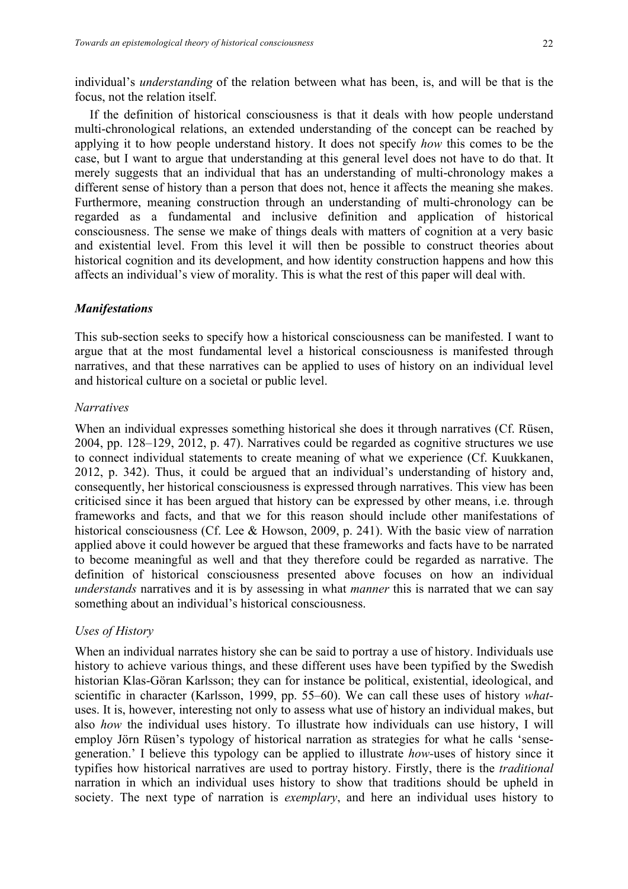individual's *understanding* of the relation between what has been, is, and will be that is the focus, not the relation itself.

If the definition of historical consciousness is that it deals with how people understand multi-chronological relations, an extended understanding of the concept can be reached by applying it to how people understand history. It does not specify *how* this comes to be the case, but I want to argue that understanding at this general level does not have to do that. It merely suggests that an individual that has an understanding of multi-chronology makes a different sense of history than a person that does not, hence it affects the meaning she makes. Furthermore, meaning construction through an understanding of multi-chronology can be regarded as a fundamental and inclusive definition and application of historical consciousness. The sense we make of things deals with matters of cognition at a very basic and existential level. From this level it will then be possible to construct theories about historical cognition and its development, and how identity construction happens and how this affects an individual's view of morality. This is what the rest of this paper will deal with.

### ***Manifestations***

This sub-section seeks to specify how a historical consciousness can be manifested. I want to argue that at the most fundamental level a historical consciousness is manifested through narratives, and that these narratives can be applied to uses of history on an individual level and historical culture on a societal or public level.

#### *Narratives*

When an individual expresses something historical she does it through narratives (Cf. Rüsen, 2004, pp. 128–129, 2012, p. 47). Narratives could be regarded as cognitive structures we use to connect individual statements to create meaning of what we experience (Cf. Kuukkanen, 2012, p. 342). Thus, it could be argued that an individual's understanding of history and, consequently, her historical consciousness is expressed through narratives. This view has been criticised since it has been argued that history can be expressed by other means, i.e. through frameworks and facts, and that we for this reason should include other manifestations of historical consciousness (Cf. Lee & Howson, 2009, p. 241). With the basic view of narration applied above it could however be argued that these frameworks and facts have to be narrated to become meaningful as well and that they therefore could be regarded as narrative. The definition of historical consciousness presented above focuses on how an individual *understands* narratives and it is by assessing in what *manner* this is narrated that we can say something about an individual's historical consciousness.

#### *Uses of History*

When an individual narrates history she can be said to portray a use of history. Individuals use history to achieve various things, and these different uses have been typified by the Swedish historian Klas-Göran Karlsson; they can for instance be political, existential, ideological, and scientific in character (Karlsson, 1999, pp. 55–60). We can call these uses of history *what*-uses. It is, however, interesting not only to assess what use of history an individual makes, but also *how* the individual uses history. To illustrate how individuals can use history, I will employ Jörn Rüsen's typology of historical narration as strategies for what he calls 'sense-generation.' I believe this typology can be applied to illustrate *how*-uses of history since it typifies how historical narratives are used to portray history. Firstly, there is the *traditional* narration in which an individual uses history to show that traditions should be upheld in society. The next type of narration is *exemplary*, and here an individual uses history to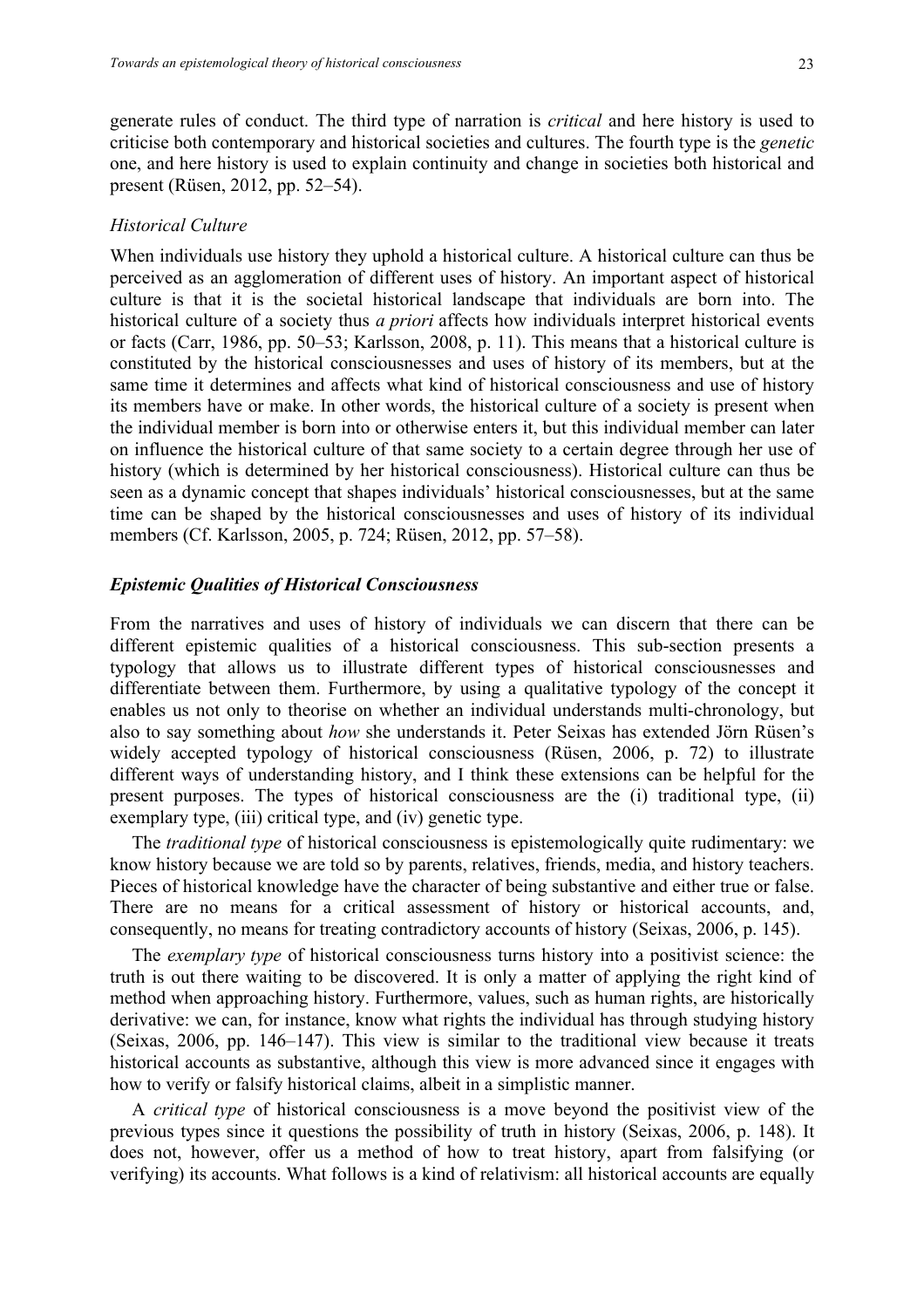generate rules of conduct. The third type of narration is *critical* and here history is used to criticise both contemporary and historical societies and cultures. The fourth type is the *genetic* one, and here history is used to explain continuity and change in societies both historical and present (Rüsen, 2012, pp. 52–54).

#### *Historical Culture*

When individuals use history they uphold a historical culture. A historical culture can thus be perceived as an agglomeration of different uses of history. An important aspect of historical culture is that it is the societal historical landscape that individuals are born into. The historical culture of a society thus *a priori* affects how individuals interpret historical events or facts (Carr, 1986, pp. 50–53; Karlsson, 2008, p. 11). This means that a historical culture is constituted by the historical consciousnesses and uses of history of its members, but at the same time it determines and affects what kind of historical consciousness and use of history its members have or make. In other words, the historical culture of a society is present when the individual member is born into or otherwise enters it, but this individual member can later on influence the historical culture of that same society to a certain degree through her use of history (which is determined by her historical consciousness). Historical culture can thus be seen as a dynamic concept that shapes individuals' historical consciousnesses, but at the same time can be shaped by the historical consciousnesses and uses of history of its individual members (Cf. Karlsson, 2005, p. 724; Rüsen, 2012, pp. 57–58).

### ***Epistemic Qualities of Historical Consciousness***

From the narratives and uses of history of individuals we can discern that there can be different epistemic qualities of a historical consciousness. This sub-section presents a typology that allows us to illustrate different types of historical consciousnesses and differentiate between them. Furthermore, by using a qualitative typology of the concept it enables us not only to theorise on whether an individual understands multi-chronology, but also to say something about *how* she understands it. Peter Seixas has extended Jörn Rüsen's widely accepted typology of historical consciousness (Rüsen, 2006, p. 72) to illustrate different ways of understanding history, and I think these extensions can be helpful for the present purposes. The types of historical consciousness are the (i) traditional type, (ii) exemplary type, (iii) critical type, and (iv) genetic type.

The *traditional type* of historical consciousness is epistemologically quite rudimentary: we know history because we are told so by parents, relatives, friends, media, and history teachers. Pieces of historical knowledge have the character of being substantive and either true or false. There are no means for a critical assessment of history or historical accounts, and, consequently, no means for treating contradictory accounts of history (Seixas, 2006, p. 145).

The *exemplary type* of historical consciousness turns history into a positivist science: the truth is out there waiting to be discovered. It is only a matter of applying the right kind of method when approaching history. Furthermore, values, such as human rights, are historically derivative: we can, for instance, know what rights the individual has through studying history (Seixas, 2006, pp. 146–147). This view is similar to the traditional view because it treats historical accounts as substantive, although this view is more advanced since it engages with how to verify or falsify historical claims, albeit in a simplistic manner.

A *critical type* of historical consciousness is a move beyond the positivist view of the previous types since it questions the possibility of truth in history (Seixas, 2006, p. 148). It does not, however, offer us a method of how to treat history, apart from falsifying (or verifying) its accounts. What follows is a kind of relativism: all historical accounts are equally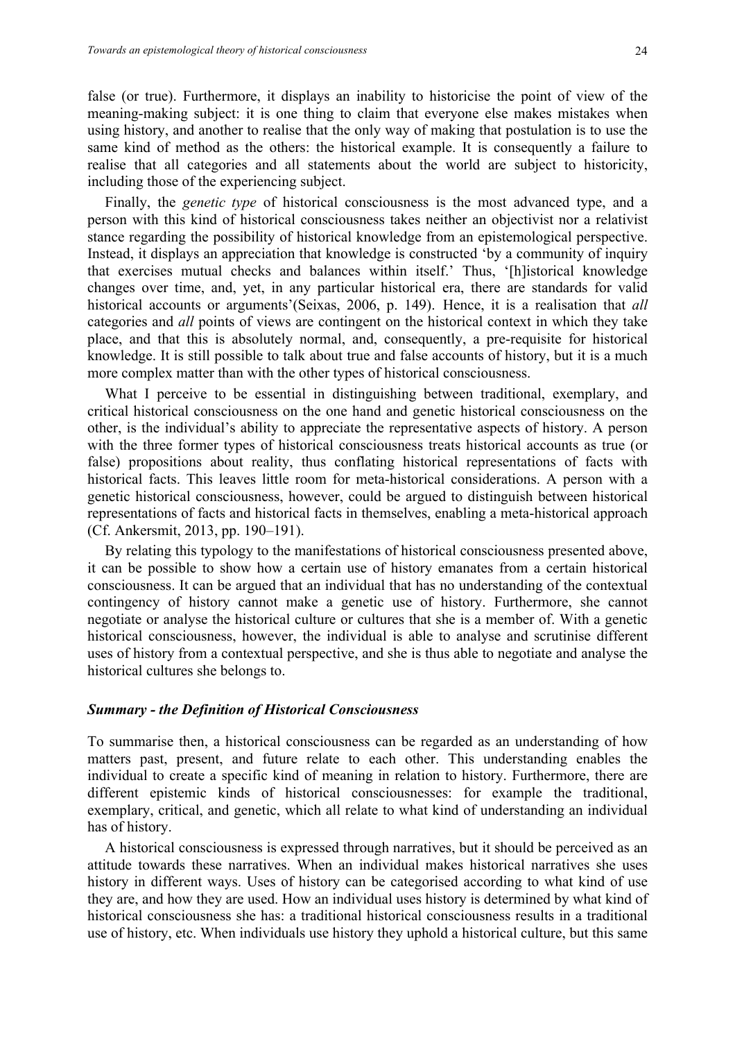false (or true). Furthermore, it displays an inability to historicise the point of view of the meaning-making subject: it is one thing to claim that everyone else makes mistakes when using history, and another to realise that the only way of making that postulation is to use the same kind of method as the others: the historical example. It is consequently a failure to realise that all categories and all statements about the world are subject to historicity, including those of the experiencing subject.

Finally, the *genetic type* of historical consciousness is the most advanced type, and a person with this kind of historical consciousness takes neither an objectivist nor a relativist stance regarding the possibility of historical knowledge from an epistemological perspective. Instead, it displays an appreciation that knowledge is constructed 'by a community of inquiry that exercises mutual checks and balances within itself.' Thus, '[h]istorical knowledge changes over time, and, yet, in any particular historical era, there are standards for valid historical accounts or arguments'(Seixas, 2006, p. 149). Hence, it is a realisation that *all* categories and *all* points of views are contingent on the historical context in which they take place, and that this is absolutely normal, and, consequently, a pre-requisite for historical knowledge. It is still possible to talk about true and false accounts of history, but it is a much more complex matter than with the other types of historical consciousness.

What I perceive to be essential in distinguishing between traditional, exemplary, and critical historical consciousness on the one hand and genetic historical consciousness on the other, is the individual's ability to appreciate the representative aspects of history. A person with the three former types of historical consciousness treats historical accounts as true (or false) propositions about reality, thus conflating historical representations of facts with historical facts. This leaves little room for meta-historical considerations. A person with a genetic historical consciousness, however, could be argued to distinguish between historical representations of facts and historical facts in themselves, enabling a meta-historical approach (Cf. Ankersmit, 2013, pp. 190–191).

By relating this typology to the manifestations of historical consciousness presented above, it can be possible to show how a certain use of history emanates from a certain historical consciousness. It can be argued that an individual that has no understanding of the contextual contingency of history cannot make a genetic use of history. Furthermore, she cannot negotiate or analyse the historical culture or cultures that she is a member of. With a genetic historical consciousness, however, the individual is able to analyse and scrutinise different uses of history from a contextual perspective, and she is thus able to negotiate and analyse the historical cultures she belongs to.

### *Summary - the Definition of Historical Consciousness*

To summarise then, a historical consciousness can be regarded as an understanding of how matters past, present, and future relate to each other. This understanding enables the individual to create a specific kind of meaning in relation to history. Furthermore, there are different epistemic kinds of historical consciousnesses: for example the traditional, exemplary, critical, and genetic, which all relate to what kind of understanding an individual has of history.

A historical consciousness is expressed through narratives, but it should be perceived as an attitude towards these narratives. When an individual makes historical narratives she uses history in different ways. Uses of history can be categorised according to what kind of use they are, and how they are used. How an individual uses history is determined by what kind of historical consciousness she has: a traditional historical consciousness results in a traditional use of history, etc. When individuals use history they uphold a historical culture, but this same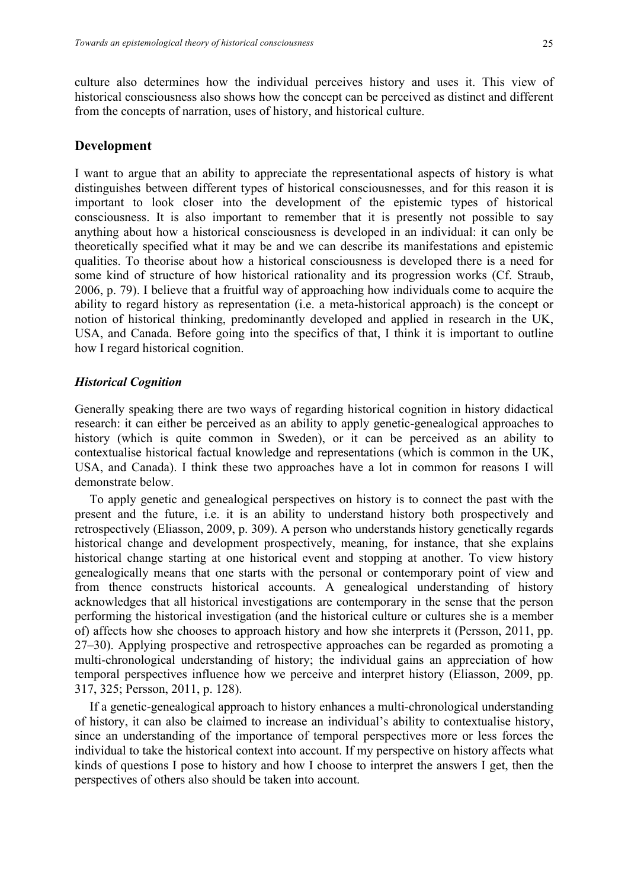culture also determines how the individual perceives history and uses it. This view of historical consciousness also shows how the concept can be perceived as distinct and different from the concepts of narration, uses of history, and historical culture.

## Development

I want to argue that an ability to appreciate the representational aspects of history is what distinguishes between different types of historical consciousnesses, and for this reason it is important to look closer into the development of the epistemic types of historical consciousness. It is also important to remember that it is presently not possible to say anything about how a historical consciousness is developed in an individual: it can only be theoretically specified what it may be and we can describe its manifestations and epistemic qualities. To theorise about how a historical consciousness is developed there is a need for some kind of structure of how historical rationality and its progression works (Cf. Straub, 2006, p. 79). I believe that a fruitful way of approaching how individuals come to acquire the ability to regard history as representation (i.e. a meta-historical approach) is the concept or notion of historical thinking, predominantly developed and applied in research in the UK, USA, and Canada. Before going into the specifics of that, I think it is important to outline how I regard historical cognition.

### *Historical Cognition*

Generally speaking there are two ways of regarding historical cognition in history didactical research: it can either be perceived as an ability to apply genetic-genealogical approaches to history (which is quite common in Sweden), or it can be perceived as an ability to contextualise historical factual knowledge and representations (which is common in the UK, USA, and Canada). I think these two approaches have a lot in common for reasons I will demonstrate below.

To apply genetic and genealogical perspectives on history is to connect the past with the present and the future, i.e. it is an ability to understand history both prospectively and retrospectively (Eliasson, 2009, p. 309). A person who understands history genetically regards historical change and development prospectively, meaning, for instance, that she explains historical change starting at one historical event and stopping at another. To view history genealogically means that one starts with the personal or contemporary point of view and from thence constructs historical accounts. A genealogical understanding of history acknowledges that all historical investigations are contemporary in the sense that the person performing the historical investigation (and the historical culture or cultures she is a member of) affects how she chooses to approach history and how she interprets it (Persson, 2011, pp. 27–30). Applying prospective and retrospective approaches can be regarded as promoting a multi-chronological understanding of history; the individual gains an appreciation of how temporal perspectives influence how we perceive and interpret history (Eliasson, 2009, pp. 317, 325; Persson, 2011, p. 128).

If a genetic-genealogical approach to history enhances a multi-chronological understanding of history, it can also be claimed to increase an individual's ability to contextualise history, since an understanding of the importance of temporal perspectives more or less forces the individual to take the historical context into account. If my perspective on history affects what kinds of questions I pose to history and how I choose to interpret the answers I get, then the perspectives of others also should be taken into account.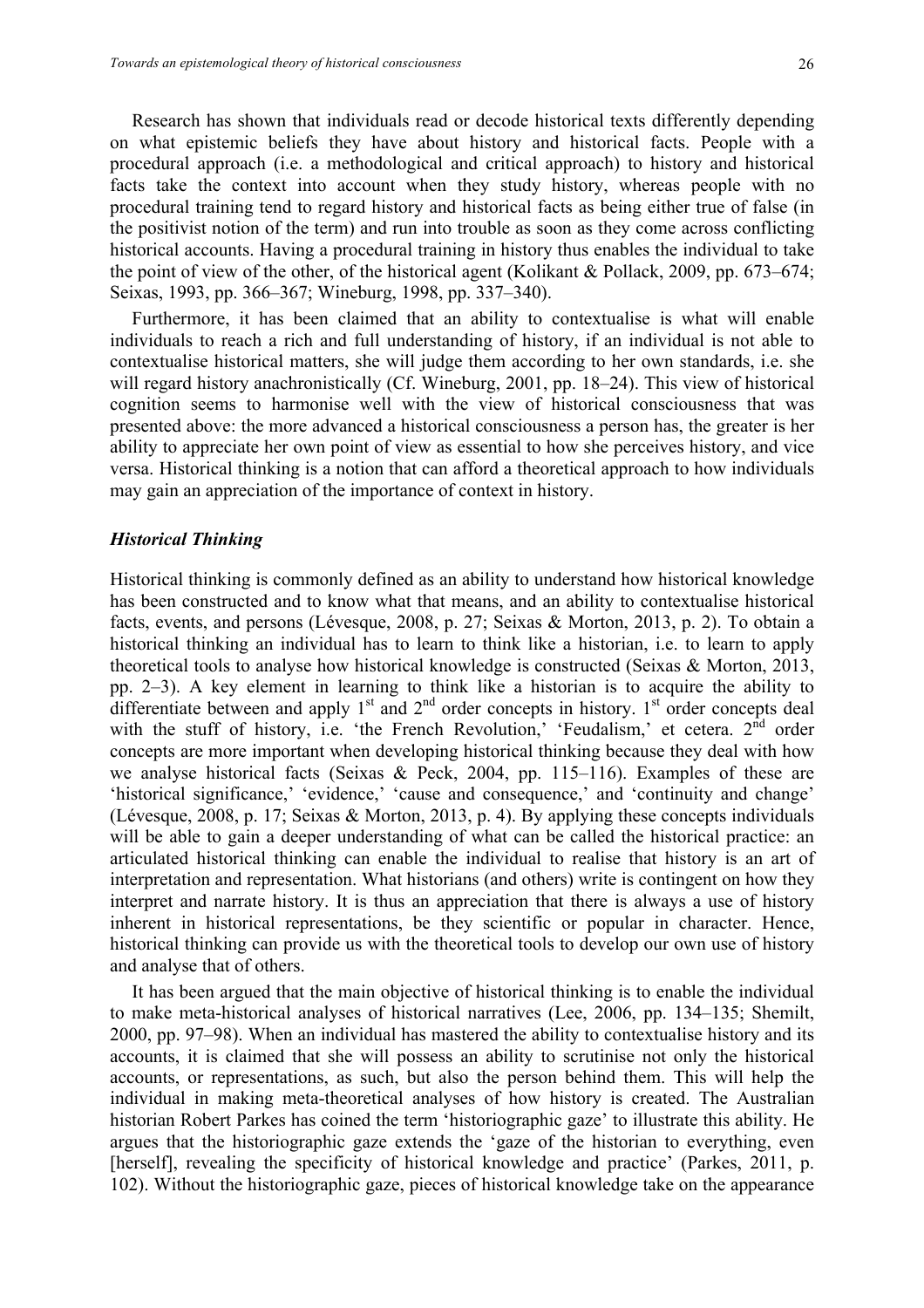Research has shown that individuals read or decode historical texts differently depending on what epistemic beliefs they have about history and historical facts. People with a procedural approach (i.e. a methodological and critical approach) to history and historical facts take the context into account when they study history, whereas people with no procedural training tend to regard history and historical facts as being either true of false (in the positivist notion of the term) and run into trouble as soon as they come across conflicting historical accounts. Having a procedural training in history thus enables the individual to take the point of view of the other, of the historical agent (Kolikant & Pollack, 2009, pp. 673–674; Seixas, 1993, pp. 366–367; Wineburg, 1998, pp. 337–340).

Furthermore, it has been claimed that an ability to contextualise is what will enable individuals to reach a rich and full understanding of history, if an individual is not able to contextualise historical matters, she will judge them according to her own standards, i.e. she will regard history anachronistically (Cf. Wineburg, 2001, pp. 18–24). This view of historical cognition seems to harmonise well with the view of historical consciousness that was presented above: the more advanced a historical consciousness a person has, the greater is her ability to appreciate her own point of view as essential to how she perceives history, and vice versa. Historical thinking is a notion that can afford a theoretical approach to how individuals may gain an appreciation of the importance of context in history.

### *Historical Thinking*

Historical thinking is commonly defined as an ability to understand how historical knowledge has been constructed and to know what that means, and an ability to contextualise historical facts, events, and persons (Lévesque, 2008, p. 27; Seixas & Morton, 2013, p. 2). To obtain a historical thinking an individual has to learn to think like a historian, i.e. to learn to apply theoretical tools to analyse how historical knowledge is constructed (Seixas & Morton, 2013, pp. 2–3). A key element in learning to think like a historian is to acquire the ability to differentiate between and apply 1st and 2nd order concepts in history. 1st order concepts deal with the stuff of history, i.e. 'the French Revolution,' 'Feudalism,' et cetera. 2nd order concepts are more important when developing historical thinking because they deal with how we analyse historical facts (Seixas & Peck, 2004, pp. 115–116). Examples of these are 'historical significance,' 'evidence,' 'cause and consequence,' and 'continuity and change' (Lévesque, 2008, p. 17; Seixas & Morton, 2013, p. 4). By applying these concepts individuals will be able to gain a deeper understanding of what can be called the historical practice: an articulated historical thinking can enable the individual to realise that history is an art of interpretation and representation. What historians (and others) write is contingent on how they interpret and narrate history. It is thus an appreciation that there is always a use of history inherent in historical representations, be they scientific or popular in character. Hence, historical thinking can provide us with the theoretical tools to develop our own use of history and analyse that of others.

It has been argued that the main objective of historical thinking is to enable the individual to make meta-historical analyses of historical narratives (Lee, 2006, pp. 134–135; Shemilt, 2000, pp. 97–98). When an individual has mastered the ability to contextualise history and its accounts, it is claimed that she will possess an ability to scrutinise not only the historical accounts, or representations, as such, but also the person behind them. This will help the individual in making meta-theoretical analyses of how history is created. The Australian historian Robert Parkes has coined the term 'historiographic gaze' to illustrate this ability. He argues that the historiographic gaze extends the 'gaze of the historian to everything, even [herself], revealing the specificity of historical knowledge and practice' (Parkes, 2011, p. 102). Without the historiographic gaze, pieces of historical knowledge take on the appearance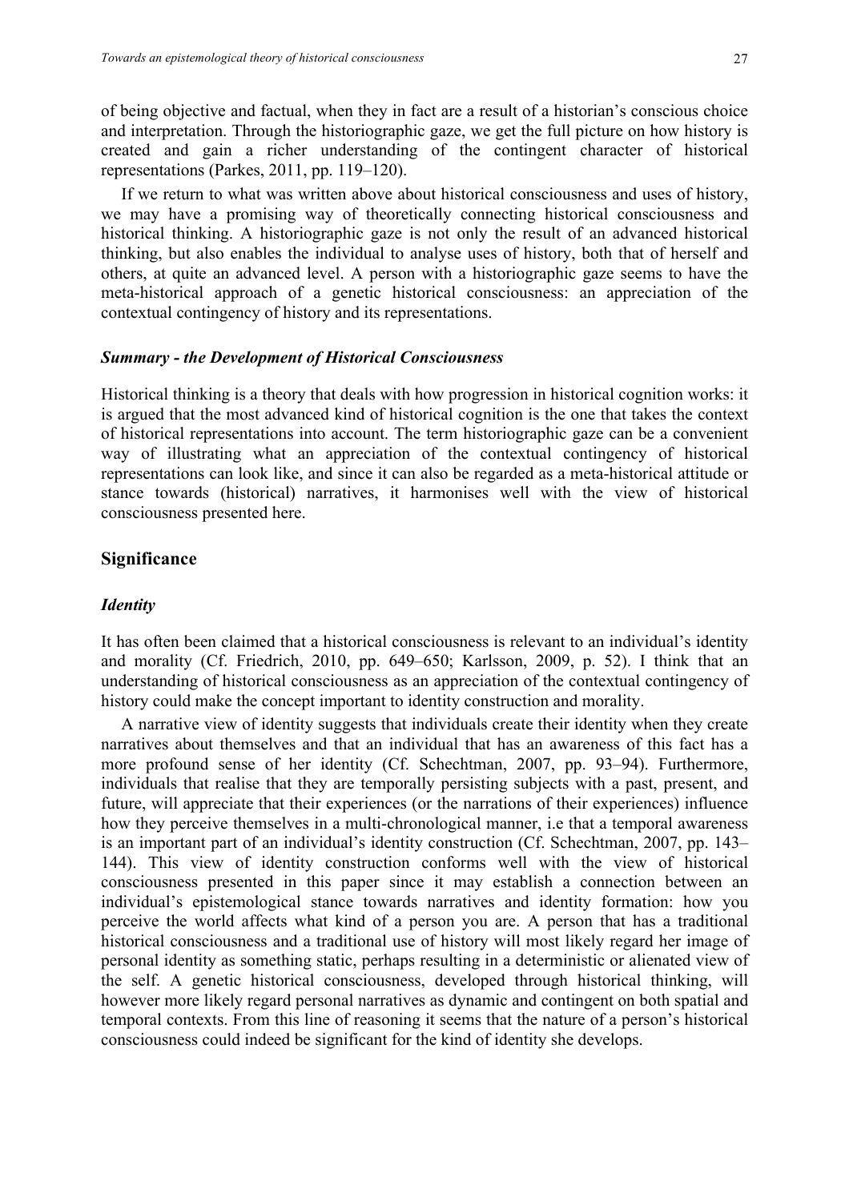of being objective and factual, when they in fact are a result of a historian's conscious choice and interpretation. Through the historiographic gaze, we get the full picture on how history is created and gain a richer understanding of the contingent character of historical representations (Parkes, 2011, pp. 119–120).

If we return to what was written above about historical consciousness and uses of history, we may have a promising way of theoretically connecting historical consciousness and historical thinking. A historiographic gaze is not only the result of an advanced historical thinking, but also enables the individual to analyse uses of history, both that of herself and others, at quite an advanced level. A person with a historiographic gaze seems to have the meta-historical approach of a genetic historical consciousness: an appreciation of the contextual contingency of history and its representations.

### *Summary - the Development of Historical Consciousness*

Historical thinking is a theory that deals with how progression in historical cognition works: it is argued that the most advanced kind of historical cognition is the one that takes the context of historical representations into account. The term historiographic gaze can be a convenient way of illustrating what an appreciation of the contextual contingency of historical representations can look like, and since it can also be regarded as a meta-historical attitude or stance towards (historical) narratives, it harmonises well with the view of historical consciousness presented here.

## Significance

### *Identity*

It has often been claimed that a historical consciousness is relevant to an individual's identity and morality (Cf. Friedrich, 2010, pp. 649–650; Karlsson, 2009, p. 52). I think that an understanding of historical consciousness as an appreciation of the contextual contingency of history could make the concept important to identity construction and morality.

A narrative view of identity suggests that individuals create their identity when they create narratives about themselves and that an individual that has an awareness of this fact has a more profound sense of her identity (Cf. Schechtman, 2007, pp. 93–94). Furthermore, individuals that realise that they are temporally persisting subjects with a past, present, and future, will appreciate that their experiences (or the narrations of their experiences) influence how they perceive themselves in a multi-chronological manner, i.e that a temporal awareness is an important part of an individual's identity construction (Cf. Schechtman, 2007, pp. 143–144). This view of identity construction conforms well with the view of historical consciousness presented in this paper since it may establish a connection between an individual's epistemological stance towards narratives and identity formation: how you perceive the world affects what kind of a person you are. A person that has a traditional historical consciousness and a traditional use of history will most likely regard her image of personal identity as something static, perhaps resulting in a deterministic or alienated view of the self. A genetic historical consciousness, developed through historical thinking, will however more likely regard personal narratives as dynamic and contingent on both spatial and temporal contexts. From this line of reasoning it seems that the nature of a person's historical consciousness could indeed be significant for the kind of identity she develops.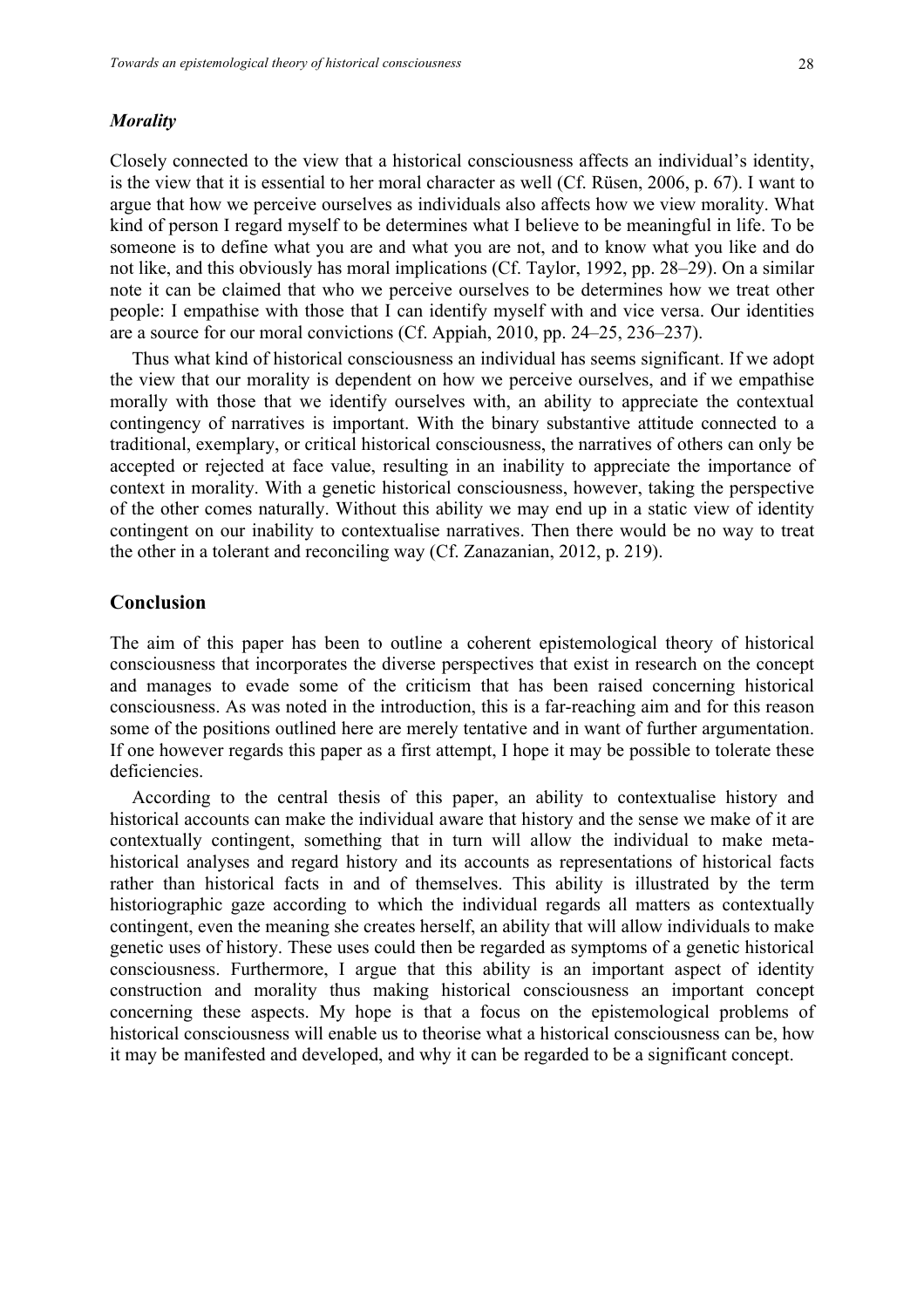### *Morality*

Closely connected to the view that a historical consciousness affects an individual's identity, is the view that it is essential to her moral character as well (Cf. Rüsen, 2006, p. 67). I want to argue that how we perceive ourselves as individuals also affects how we view morality. What kind of person I regard myself to be determines what I believe to be meaningful in life. To be someone is to define what you are and what you are not, and to know what you like and do not like, and this obviously has moral implications (Cf. Taylor, 1992, pp. 28–29). On a similar note it can be claimed that who we perceive ourselves to be determines how we treat other people: I empathise with those that I can identify myself with and vice versa. Our identities are a source for our moral convictions (Cf. Appiah, 2010, pp. 24–25, 236–237).

Thus what kind of historical consciousness an individual has seems significant. If we adopt the view that our morality is dependent on how we perceive ourselves, and if we empathise morally with those that we identify ourselves with, an ability to appreciate the contextual contingency of narratives is important. With the binary substantive attitude connected to a traditional, exemplary, or critical historical consciousness, the narratives of others can only be accepted or rejected at face value, resulting in an inability to appreciate the importance of context in morality. With a genetic historical consciousness, however, taking the perspective of the other comes naturally. Without this ability we may end up in a static view of identity contingent on our inability to contextualise narratives. Then there would be no way to treat the other in a tolerant and reconciling way (Cf. Zanazanian, 2012, p. 219).

## Conclusion

The aim of this paper has been to outline a coherent epistemological theory of historical consciousness that incorporates the diverse perspectives that exist in research on the concept and manages to evade some of the criticism that has been raised concerning historical consciousness. As was noted in the introduction, this is a far-reaching aim and for this reason some of the positions outlined here are merely tentative and in want of further argumentation. If one however regards this paper as a first attempt, I hope it may be possible to tolerate these deficiencies.

According to the central thesis of this paper, an ability to contextualise history and historical accounts can make the individual aware that history and the sense we make of it are contextually contingent, something that in turn will allow the individual to make meta-historical analyses and regard history and its accounts as representations of historical facts rather than historical facts in and of themselves. This ability is illustrated by the term historiographic gaze according to which the individual regards all matters as contextually contingent, even the meaning she creates herself, an ability that will allow individuals to make genetic uses of history. These uses could then be regarded as symptoms of a genetic historical consciousness. Furthermore, I argue that this ability is an important aspect of identity construction and morality thus making historical consciousness an important concept concerning these aspects. My hope is that a focus on the epistemological problems of historical consciousness will enable us to theorise what a historical consciousness can be, how it may be manifested and developed, and why it can be regarded to be a significant concept.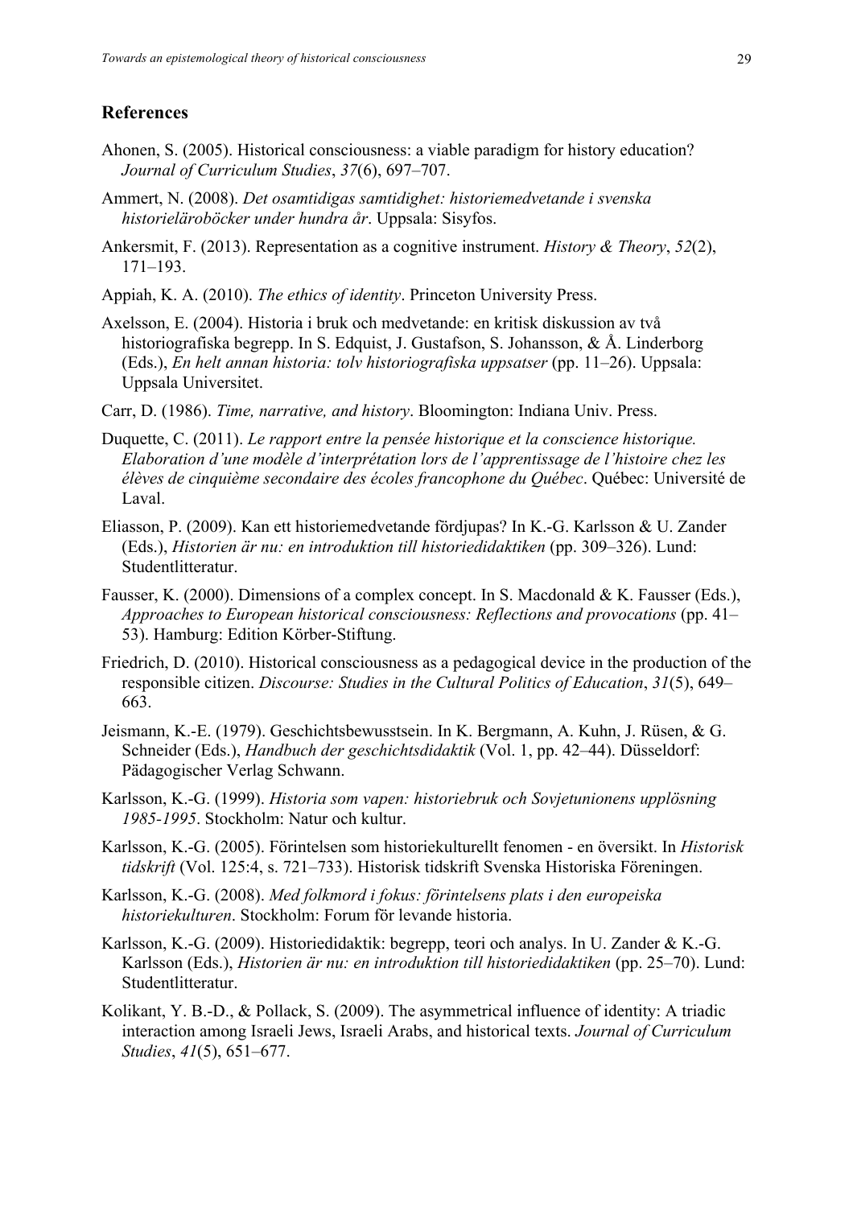## References

Ahonen, S. (2005). Historical consciousness: a viable paradigm for history education? *Journal of Curriculum Studies*, *37*(6), 697–707.

Ammert, N. (2008). *Det osamtidigas samtidighet: historiemedvetande i svenska historieläroböcker under hundra år*. Uppsala: Sisyfos.

Ankersmit, F. (2013). Representation as a cognitive instrument. *History & Theory*, *52*(2), 171–193.

Appiah, K. A. (2010). *The ethics of identity*. Princeton University Press.

Axelsson, E. (2004). Historia i bruk och medvetande: en kritisk diskussion av två historiografiska begrepp. In S. Edquist, J. Gustafson, S. Johansson, & Å. Linderborg (Eds.), *En helt annan historia: tolv historiografiska uppsatser* (pp. 11–26). Uppsala: Uppsala Universitet.

Carr, D. (1986). *Time, narrative, and history*. Bloomington: Indiana Univ. Press.

Duquette, C. (2011). *Le rapport entre la pensée historique et la conscience historique. Elaboration d'une modèle d'interprétation lors de l'apprentissage de l'histoire chez les élèves de cinquième secondaire des écoles francophone du Québec*. Québec: Université de Laval.

Eliasson, P. (2009). Kan ett historiemedvetande fördjupas? In K.-G. Karlsson & U. Zander (Eds.), *Historien är nu: en introduktion till historiedidaktiken* (pp. 309–326). Lund: Studentlitteratur.

Fausser, K. (2000). Dimensions of a complex concept. In S. Macdonald & K. Fausser (Eds.), *Approaches to European historical consciousness: Reflections and provocations* (pp. 41–53). Hamburg: Edition Körber-Stiftung.

Friedrich, D. (2010). Historical consciousness as a pedagogical device in the production of the responsible citizen. *Discourse: Studies in the Cultural Politics of Education*, *31*(5), 649–663.

Jeismann, K.-E. (1979). Geschichtsbewusstsein. In K. Bergmann, A. Kuhn, J. Rüsen, & G. Schneider (Eds.), *Handbuch der geschichtsdidaktik* (Vol. 1, pp. 42–44). Düsseldorf: Pädagogischer Verlag Schwann.

Karlsson, K.-G. (1999). *Historia som vapen: historiebruk och Sovjetunionens upplösning 1985-1995*. Stockholm: Natur och kultur.

Karlsson, K.-G. (2005). Förintelsen som historiekulturellt fenomen - en översikt. In *Historisk tidskrift* (Vol. 125:4, s. 721–733). Historisk tidskrift Svenska Historiska Föreningen.

Karlsson, K.-G. (2008). *Med folkmord i fokus: förintelsens plats i den europeiska historiekulturen*. Stockholm: Forum för levande historia.

Karlsson, K.-G. (2009). Historiedidaktik: begrepp, teori och analys. In U. Zander & K.-G. Karlsson (Eds.), *Historien är nu: en introduktion till historiedidaktiken* (pp. 25–70). Lund: Studentlitteratur.

Kolikant, Y. B.-D., & Pollack, S. (2009). The asymmetrical influence of identity: A triadic interaction among Israeli Jews, Israeli Arabs, and historical texts. *Journal of Curriculum Studies*, *41*(5), 651–677.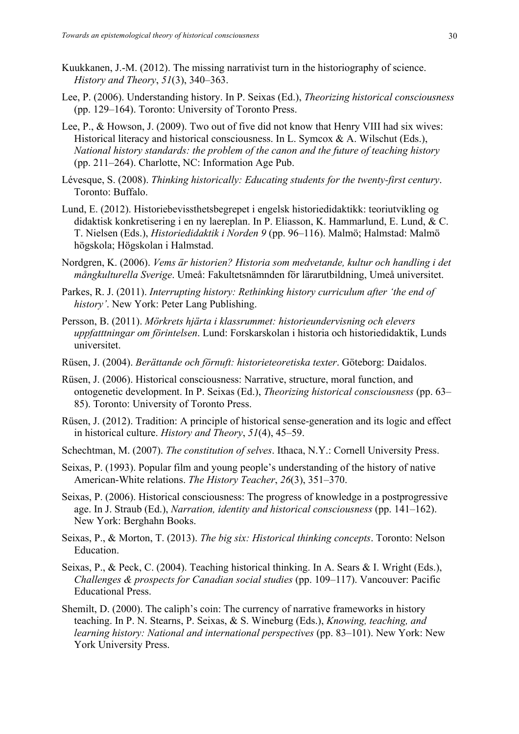Kuukkanen, J.-M. (2012). The missing narrativist turn in the historiography of science. *History and Theory*, *51*(3), 340–363.

Lee, P. (2006). Understanding history. In P. Seixas (Ed.), *Theorizing historical consciousness* (pp. 129–164). Toronto: University of Toronto Press.

Lee, P., & Howson, J. (2009). Two out of five did not know that Henry VIII had six wives: Historical literacy and historical consciousness. In L. Symcox & A. Wilschut (Eds.), *National history standards: the problem of the canon and the future of teaching history* (pp. 211–264). Charlotte, NC: Information Age Pub.

Lévesque, S. (2008). *Thinking historically: Educating students for the twenty-first century*. Toronto: Buffalo.

Lund, E. (2012). Historiebevissthetsbegrepet i engelsk historiedidaktikk: teoriutvikling og didaktisk konkretisering i en ny laereplan. In P. Eliasson, K. Hammarlund, E. Lund, & C. T. Nielsen (Eds.), *Historiedidaktik i Norden 9* (pp. 96–116). Malmö; Halmstad: Malmö högskola; Högskolan i Halmstad.

Nordgren, K. (2006). *Vems är historien? Historia som medvetande, kultur och handling i det mångkulturella Sverige*. Umeå: Fakultetsnämnden för lärarutbildning, Umeå universitet.

Parkes, R. J. (2011). *Interrupting history: Rethinking history curriculum after 'the end of history'*. New York: Peter Lang Publishing.

Persson, B. (2011). *Mörkrets hjärta i klassrummet: historieundervisning och elevers uppfatttningar om förintelsen*. Lund: Forskarskolan i historia och historiedidaktik, Lunds universitet.

Rüsen, J. (2004). *Berättande och förnuft: historieteoretiska texter*. Göteborg: Daidalos.

Rüsen, J. (2006). Historical consciousness: Narrative, structure, moral function, and ontogenetic development. In P. Seixas (Ed.), *Theorizing historical consciousness* (pp. 63–85). Toronto: University of Toronto Press.

Rüsen, J. (2012). Tradition: A principle of historical sense-generation and its logic and effect in historical culture. *History and Theory*, *51*(4), 45–59.

Schechtman, M. (2007). *The constitution of selves*. Ithaca, N.Y.: Cornell University Press.

Seixas, P. (1993). Popular film and young people's understanding of the history of native American-White relations. *The History Teacher*, *26*(3), 351–370.

Seixas, P. (2006). Historical consciousness: The progress of knowledge in a postprogressive age. In J. Straub (Ed.), *Narration, identity and historical consciousness* (pp. 141–162). New York: Berghahn Books.

Seixas, P., & Morton, T. (2013). *The big six: Historical thinking concepts*. Toronto: Nelson Education.

Seixas, P., & Peck, C. (2004). Teaching historical thinking. In A. Sears & I. Wright (Eds.), *Challenges & prospects for Canadian social studies* (pp. 109–117). Vancouver: Pacific Educational Press.

Shemilt, D. (2000). The caliph's coin: The currency of narrative frameworks in history teaching. In P. N. Stearns, P. Seixas, & S. Wineburg (Eds.), *Knowing, teaching, and learning history: National and international perspectives* (pp. 83–101). New York: New York University Press.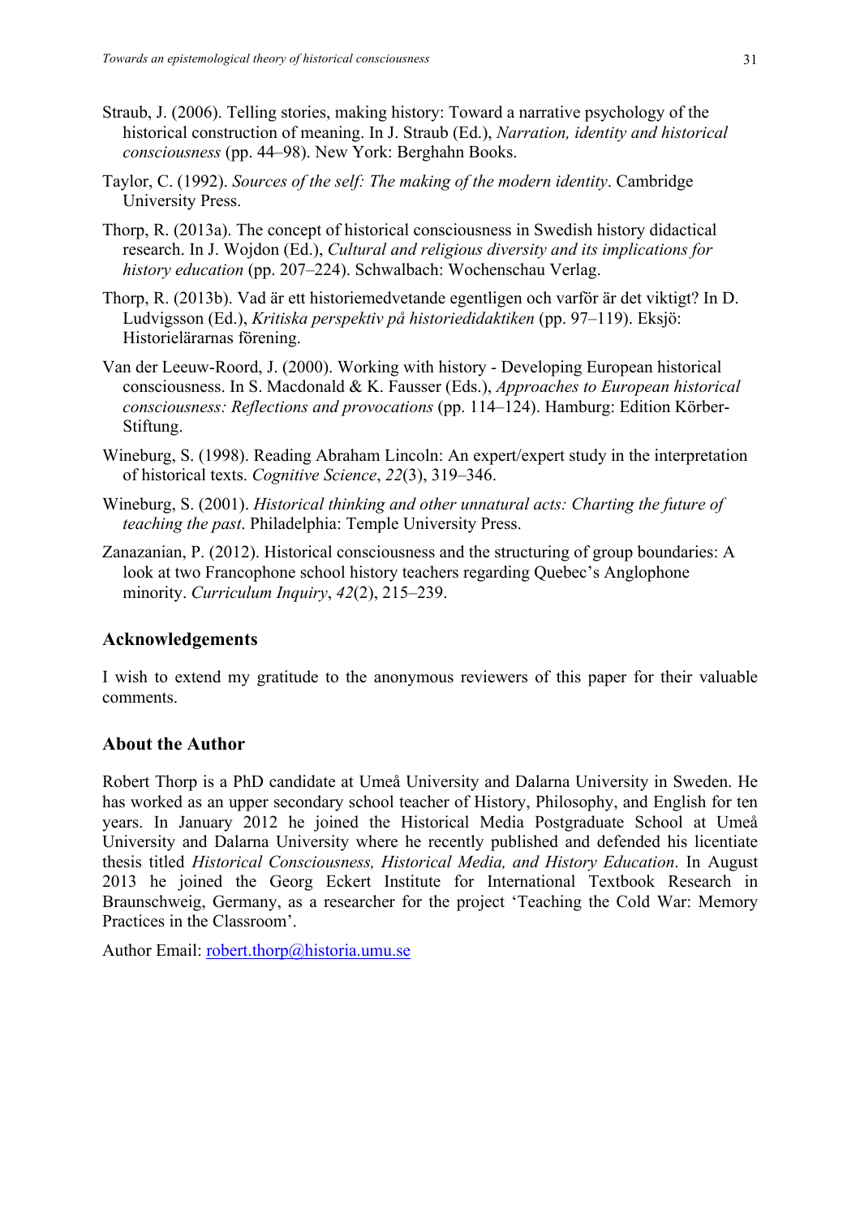Straub, J. (2006). Telling stories, making history: Toward a narrative psychology of the historical construction of meaning. In J. Straub (Ed.), *Narration, identity and historical consciousness* (pp. 44–98). New York: Berghahn Books.

Taylor, C. (1992). *Sources of the self: The making of the modern identity*. Cambridge University Press.

Thorp, R. (2013a). The concept of historical consciousness in Swedish history didactical research. In J. Wojdon (Ed.), *Cultural and religious diversity and its implications for history education* (pp. 207–224). Schwalbach: Wochenschau Verlag.

Thorp, R. (2013b). Vad är ett historiemedvetande egentligen och varför är det viktigt? In D. Ludvigsson (Ed.), *Kritiska perspektiv på historiedidaktiken* (pp. 97–119). Eksjö: Historielärarnas förening.

Van der Leeuw-Roord, J. (2000). Working with history - Developing European historical consciousness. In S. Macdonald & K. Fausser (Eds.), *Approaches to European historical consciousness: Reflections and provocations* (pp. 114–124). Hamburg: Edition Körber-Stiftung.

Wineburg, S. (1998). Reading Abraham Lincoln: An expert/expert study in the interpretation of historical texts. *Cognitive Science*, *22*(3), 319–346.

Wineburg, S. (2001). *Historical thinking and other unnatural acts: Charting the future of teaching the past*. Philadelphia: Temple University Press.

Zanazanian, P. (2012). Historical consciousness and the structuring of group boundaries: A look at two Francophone school history teachers regarding Quebec's Anglophone minority. *Curriculum Inquiry*, *42*(2), 215–239.

## Acknowledgements

I wish to extend my gratitude to the anonymous reviewers of this paper for their valuable comments.

## About the Author

Robert Thorp is a PhD candidate at Umeå University and Dalarna University in Sweden. He has worked as an upper secondary school teacher of History, Philosophy, and English for ten years. In January 2012 he joined the Historical Media Postgraduate School at Umeå University and Dalarna University where he recently published and defended his licentiate thesis titled *Historical Consciousness, Historical Media, and History Education*. In August 2013 he joined the Georg Eckert Institute for International Textbook Research in Braunschweig, Germany, as a researcher for the project 'Teaching the Cold War: Memory Practices in the Classroom'.

Author Email: robert.thorp@historia.umu.se